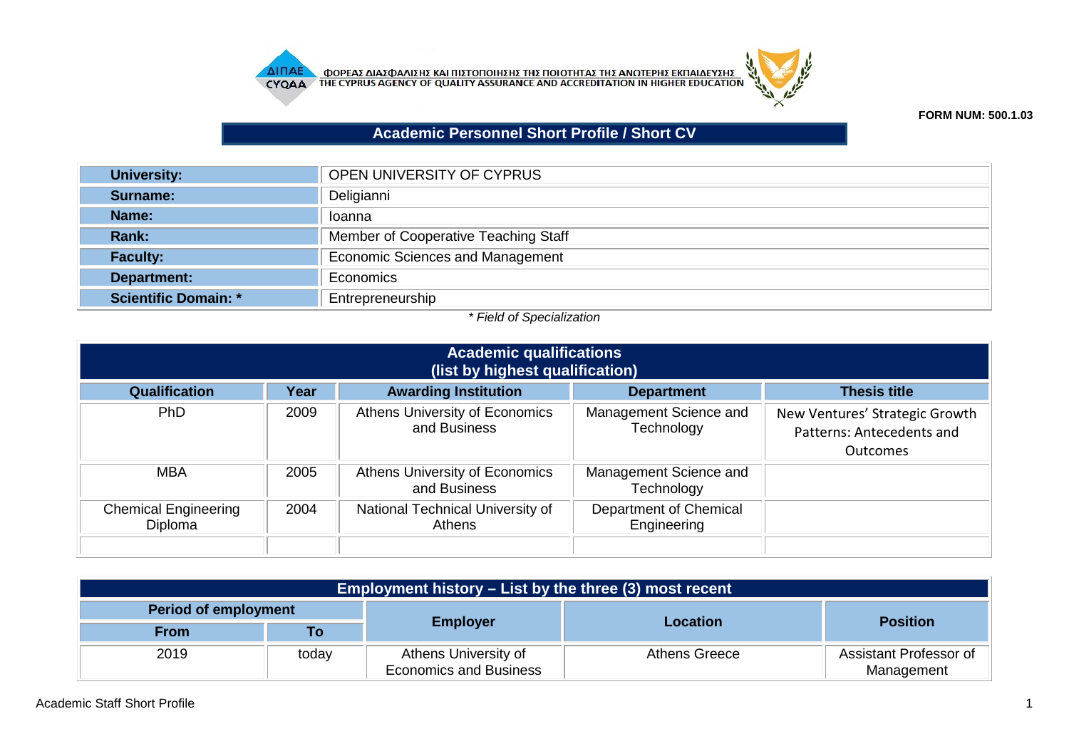ΦΟΡΕΑΣ ΔΙΑΣΦΑΛΙΣΗΣ ΚΑΙ ΠΙΣΤΟΠΟΙΗΣΗΣ ΤΗΣ ΠΟΙΟΤΗΤΑΣ ΤΗΣ ΑΝΩΤΕΡΗΣ ΕΚΠΑΙΔΕΥΣΗΣ
THE CYPRUS AGENCY OF QUALITY ASSURANCE AND ACCREDITATION IN HIGHER EDUCATION

**FORM NUM: 500.1.03**

# Academic Personnel Short Profile / Short CV

| | |
|---|---|
| **University:** | OPEN UNIVERSITY OF CYPRUS |
| **Surname:** | Deligianni |
| **Name:** | Ioanna |
| **Rank:** | Member of Cooperative Teaching Staff |
| **Faculty:** | Economic Sciences and Management |
| **Department:** | Economics |
| **Scientific Domain: *** | Entrepreneurship |

*\* Field of Specialization*

## Academic qualifications (list by highest qualification)

| Qualification | Year | Awarding Institution | Department | Thesis title |
|---|---|---|---|---|
| PhD | 2009 | Athens University of Economics and Business | Management Science and Technology | New Ventures' Strategic Growth Patterns: Antecedents and Outcomes |
| MBA | 2005 | Athens University of Economics and Business | Management Science and Technology | |
| Chemical Engineering Diploma | 2004 | National Technical University of Athens | Department of Chemical Engineering | |
| | | | | |

## Employment history – List by the three (3) most recent

| Period of employment | | Employer | Location | Position |
|---|---|---|---|---|
| From | To | | | |
| 2019 | today | Athens University of Economics and Business | Athens Greece | Assistant Professor of Management |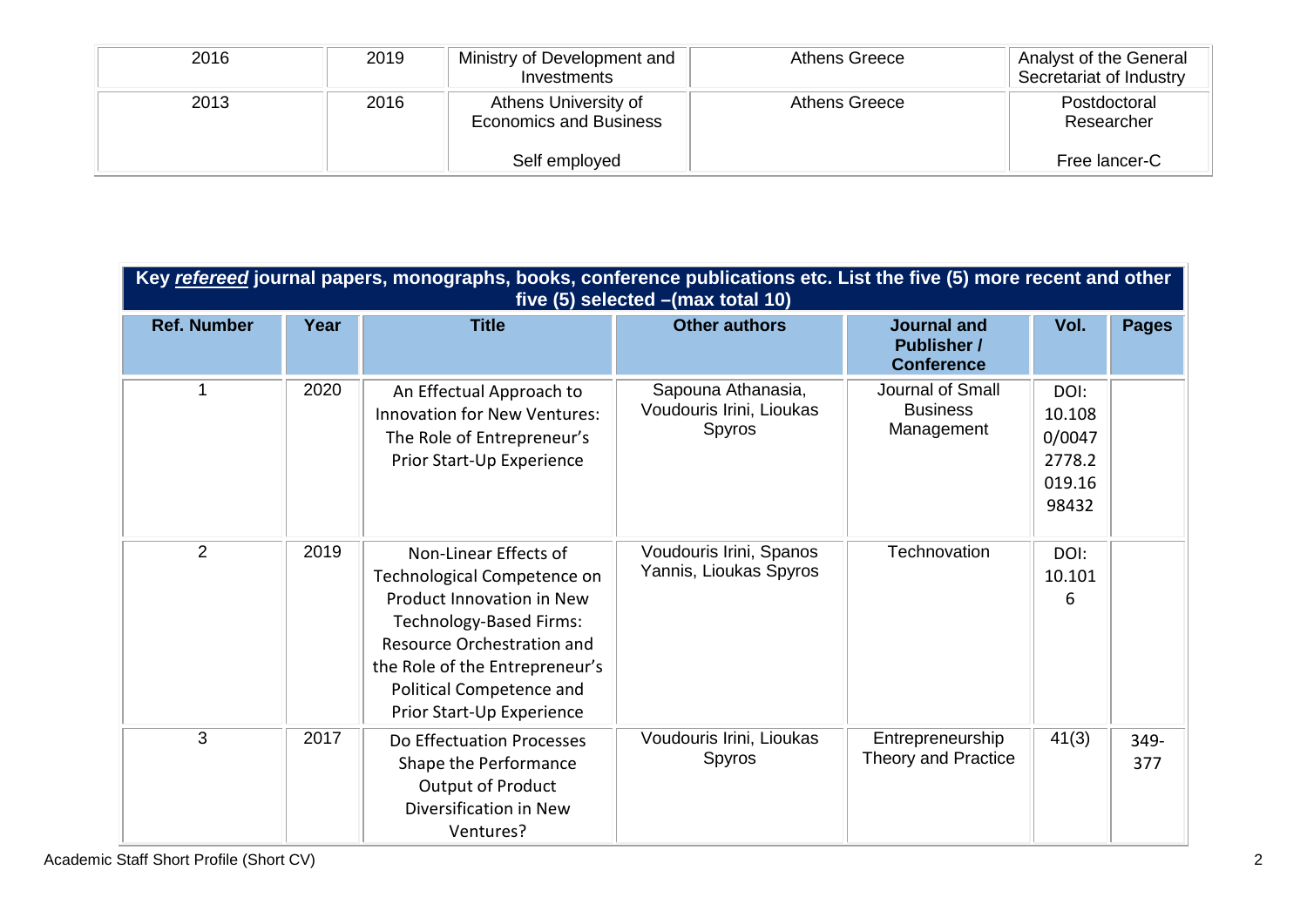| 2016 | 2019 | Ministry of Development and Investments | Athens Greece | Analyst of the General Secretariat of Industry |
|---|---|---|---|---|
| 2013 | 2016 | Athens University of Economics and Business | Athens Greece | Postdoctoral Researcher |
| | | Self employed | | Free lancer-C |

| **Key *refereed* journal papers, monographs, books, conference publications etc. List the five (5) more recent and other five (5) selected –(max total 10)** | | | | | | |
|---|---|---|---|---|---|---|
| **Ref. Number** | **Year** | **Title** | **Other authors** | **Journal and Publisher / Conference** | **Vol.** | **Pages** |
| 1 | 2020 | An Effectual Approach to Innovation for New Ventures: The Role of Entrepreneur's Prior Start-Up Experience | Sapouna Athanasia, Voudouris Irini, Lioukas Spyros | Journal of Small Business Management | DOI: 10.1080/00472778.2019.1698432 | |
| 2 | 2019 | Non-Linear Effects of Technological Competence on Product Innovation in New Technology-Based Firms: Resource Orchestration and the Role of the Entrepreneur's Political Competence and Prior Start-Up Experience | Voudouris Irini, Spanos Yannis, Lioukas Spyros | Technovation | DOI: 10.1016 | |
| 3 | 2017 | Do Effectuation Processes Shape the Performance Output of Product Diversification in New Ventures? | Voudouris Irini, Lioukas Spyros | Entrepreneurship Theory and Practice | 41(3) | 349-377 |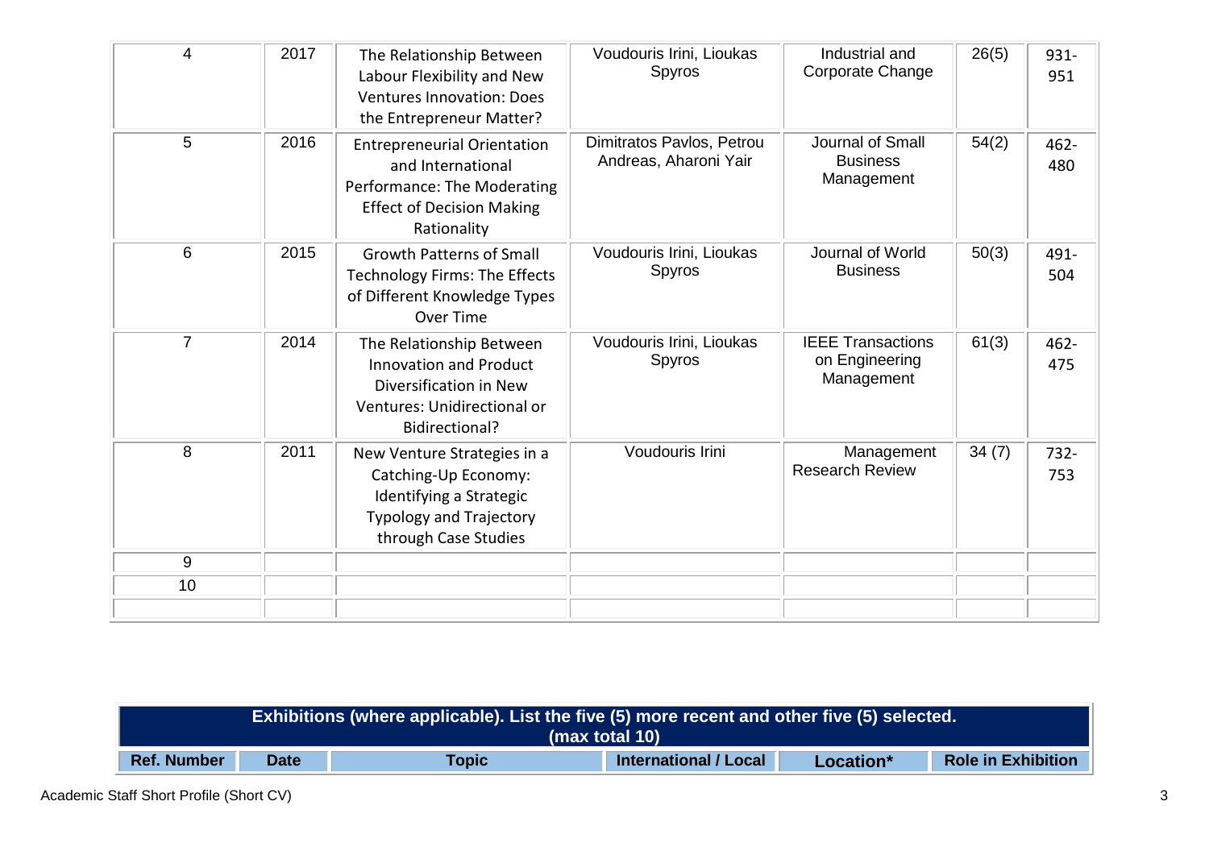| | | | | | | |
|---|---|---|---|---|---|---|
| 4 | 2017 | The Relationship Between Labour Flexibility and New Ventures Innovation: Does the Entrepreneur Matter? | Voudouris Irini, Lioukas Spyros | Industrial and Corporate Change | 26(5) | 931-951 |
| 5 | 2016 | Entrepreneurial Orientation and International Performance: The Moderating Effect of Decision Making Rationality | Dimitratos Pavlos, Petrou Andreas, Aharoni Yair | Journal of Small Business Management | 54(2) | 462-480 |
| 6 | 2015 | Growth Patterns of Small Technology Firms: The Effects of Different Knowledge Types Over Time | Voudouris Irini, Lioukas Spyros | Journal of World Business | 50(3) | 491-504 |
| 7 | 2014 | The Relationship Between Innovation and Product Diversification in New Ventures: Unidirectional or Bidirectional? | Voudouris Irini, Lioukas Spyros | IEEE Transactions on Engineering Management | 61(3) | 462-475 |
| 8 | 2011 | New Venture Strategies in a Catching-Up Economy: Identifying a Strategic Typology and Trajectory through Case Studies | Voudouris Irini | Management Research Review | 34 (7) | 732-753 |
| 9 | | | | | | |
| 10 | | | | | | |
| | | | | | | |

| Exhibitions (where applicable). List the five (5) more recent and other five (5) selected. (max total 10) | | | | | |
|---|---|---|---|---|---|
| **Ref. Number** | **Date** | **Topic** | **International / Local** | **Location*** | **Role in Exhibition** |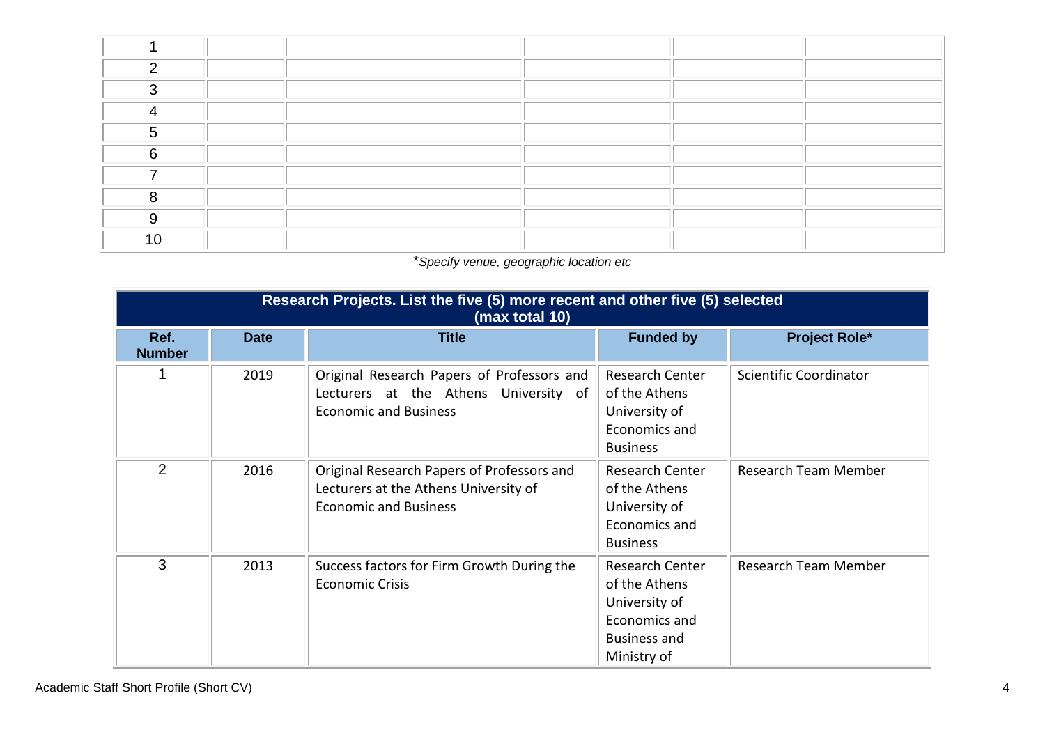| | | | | | |
|---|---|---|---|---|---|
| 1 | | | | | |
| 2 | | | | | |
| 3 | | | | | |
| 4 | | | | | |
| 5 | | | | | |
| 6 | | | | | |
| 7 | | | | | |
| 8 | | | | | |
| 9 | | | | | |
| 10 | | | | | |

**Specify venue, geographic location etc*

| Research Projects. List the five (5) more recent and other five (5) selected (max total 10) | | | | |
|---|---|---|---|---|
| **Ref. Number** | **Date** | **Title** | **Funded by** | **Project Role*** |
| 1 | 2019 | Original Research Papers of Professors and Lecturers at the Athens University of Economic and Business | Research Center of the Athens University of Economics and Business | Scientific Coordinator |
| 2 | 2016 | Original Research Papers of Professors and Lecturers at the Athens University of Economic and Business | Research Center of the Athens University of Economics and Business | Research Team Member |
| 3 | 2013 | Success factors for Firm Growth During the Economic Crisis | Research Center of the Athens University of Economics and Business and Ministry of | Research Team Member |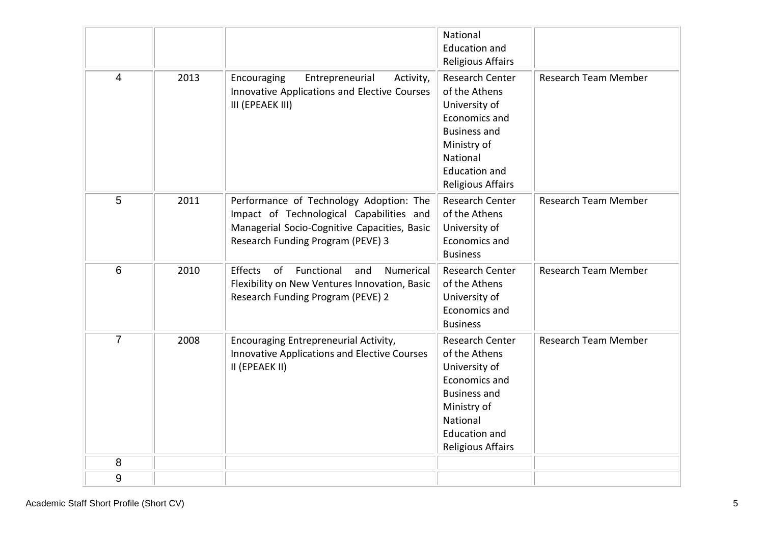|  |  |  | National Education and Religious Affairs |  |
|---|---|---|---|---|
| 4 | 2013 | Encouraging Entrepreneurial Activity, Innovative Applications and Elective Courses III (EPEAEK III) | Research Center of the Athens University of Economics and Business and Ministry of National Education and Religious Affairs | Research Team Member |
| 5 | 2011 | Performance of Technology Adoption: The Impact of Technological Capabilities and Managerial Socio-Cognitive Capacities, Basic Research Funding Program (PEVE) 3 | Research Center of the Athens University of Economics and Business | Research Team Member |
| 6 | 2010 | Effects of Functional and Numerical Flexibility on New Ventures Innovation, Basic Research Funding Program (PEVE) 2 | Research Center of the Athens University of Economics and Business | Research Team Member |
| 7 | 2008 | Encouraging Entrepreneurial Activity, Innovative Applications and Elective Courses II (EPEAEK II) | Research Center of the Athens University of Economics and Business and Ministry of National Education and Religious Affairs | Research Team Member |
| 8 |  |  |  |  |
| 9 |  |  |  |  |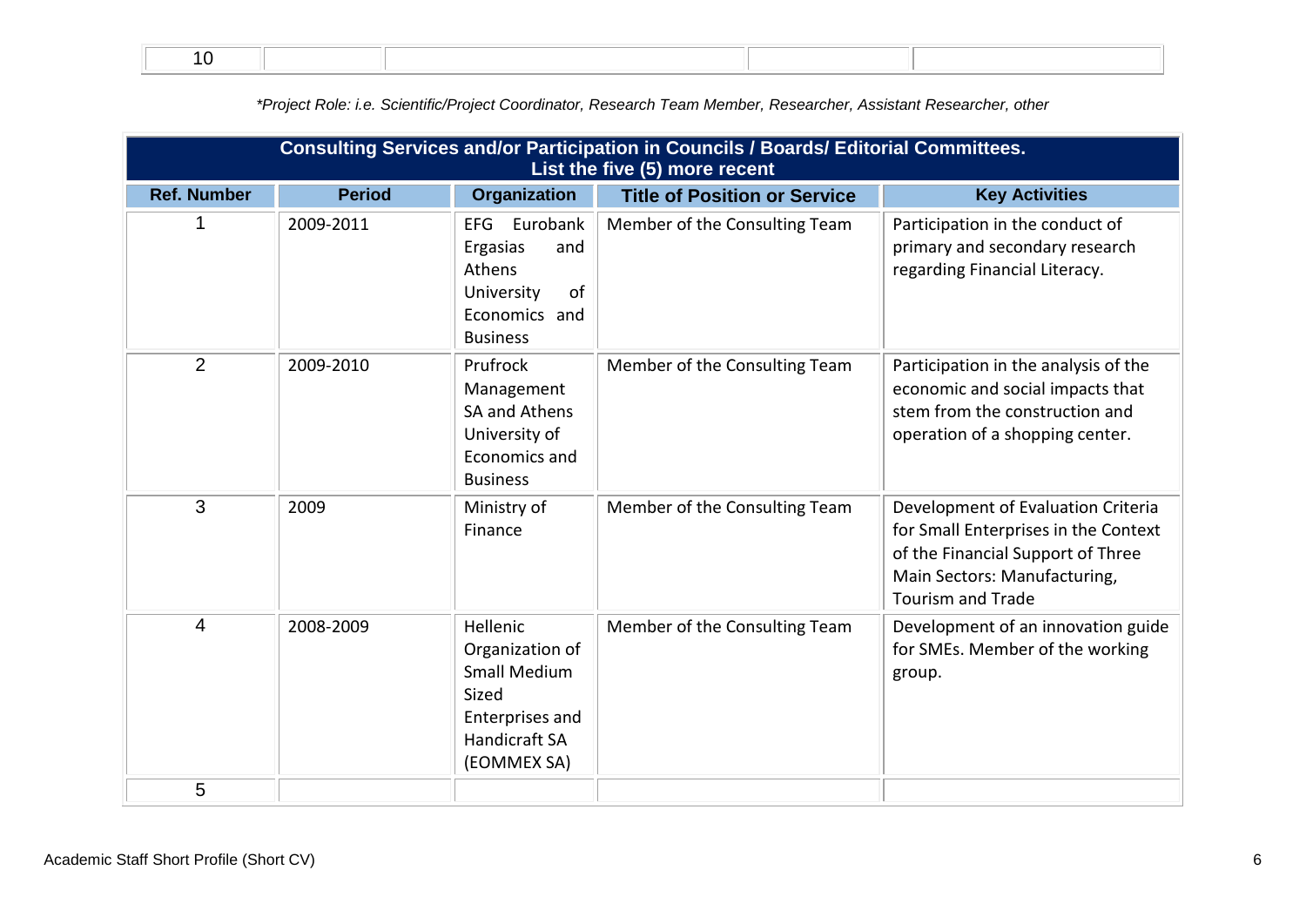| 10 | | | | |
|---|---|---|---|---|

*\*Project Role: i.e. Scientific/Project Coordinator, Research Team Member, Researcher, Assistant Researcher, other*

**Consulting Services and/or Participation in Councils / Boards/ Editorial Committees. List the five (5) more recent**

| Ref. Number | Period | Organization | Title of Position or Service | Key Activities |
|---|---|---|---|---|
| 1 | 2009-2011 | EFG Eurobank Ergasias and Athens University of Economics and Business | Member of the Consulting Team | Participation in the conduct of primary and secondary research regarding Financial Literacy. |
| 2 | 2009-2010 | Prufrock Management SA and Athens University of Economics and Business | Member of the Consulting Team | Participation in the analysis of the economic and social impacts that stem from the construction and operation of a shopping center. |
| 3 | 2009 | Ministry of Finance | Member of the Consulting Team | Development of Evaluation Criteria for Small Enterprises in the Context of the Financial Support of Three Main Sectors: Manufacturing, Tourism and Trade |
| 4 | 2008-2009 | Hellenic Organization of Small Medium Sized Enterprises and Handicraft SA (EOMMEX SA) | Member of the Consulting Team | Development of an innovation guide for SMEs. Member of the working group. |
| 5 | | | | |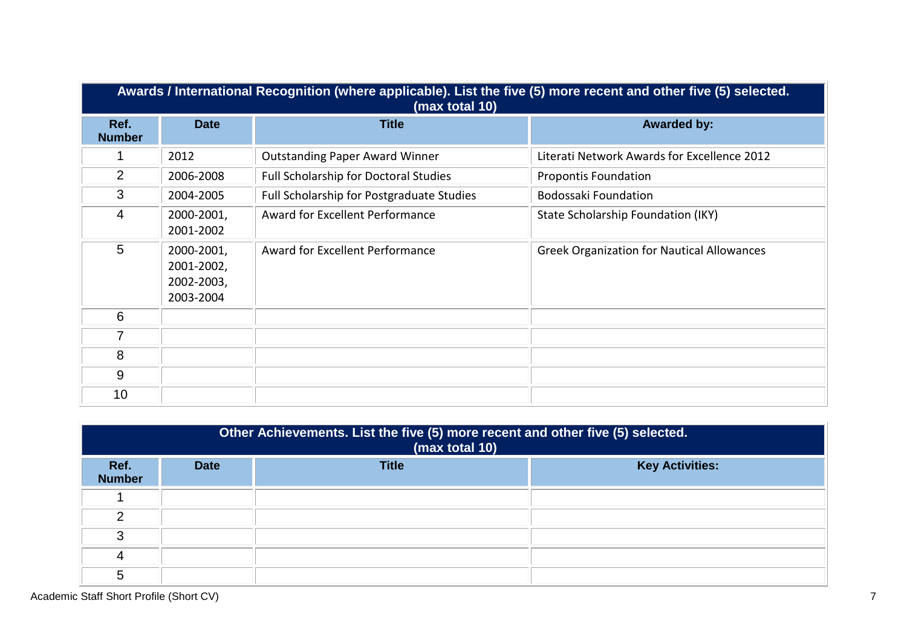| Awards / International Recognition (where applicable). List the five (5) more recent and other five (5) selected. (max total 10) | | | |
|---|---|---|---|
| **Ref. Number** | **Date** | **Title** | **Awarded by:** |
| 1 | 2012 | Outstanding Paper Award Winner | Literati Network Awards for Excellence 2012 |
| 2 | 2006-2008 | Full Scholarship for Doctoral Studies | Propontis Foundation |
| 3 | 2004-2005 | Full Scholarship for Postgraduate Studies | Bodossaki Foundation |
| 4 | 2000-2001, 2001-2002 | Award for Excellent Performance | State Scholarship Foundation (IKY) |
| 5 | 2000-2001, 2001-2002, 2002-2003, 2003-2004 | Award for Excellent Performance | Greek Organization for Nautical Allowances |
| 6 | | | |
| 7 | | | |
| 8 | | | |
| 9 | | | |
| 10 | | | |

| Other Achievements. List the five (5) more recent and other five (5) selected. (max total 10) | | | |
|---|---|---|---|
| **Ref. Number** | **Date** | **Title** | **Key Activities:** |
| 1 | | | |
| 2 | | | |
| 3 | | | |
| 4 | | | |
| 5 | | | |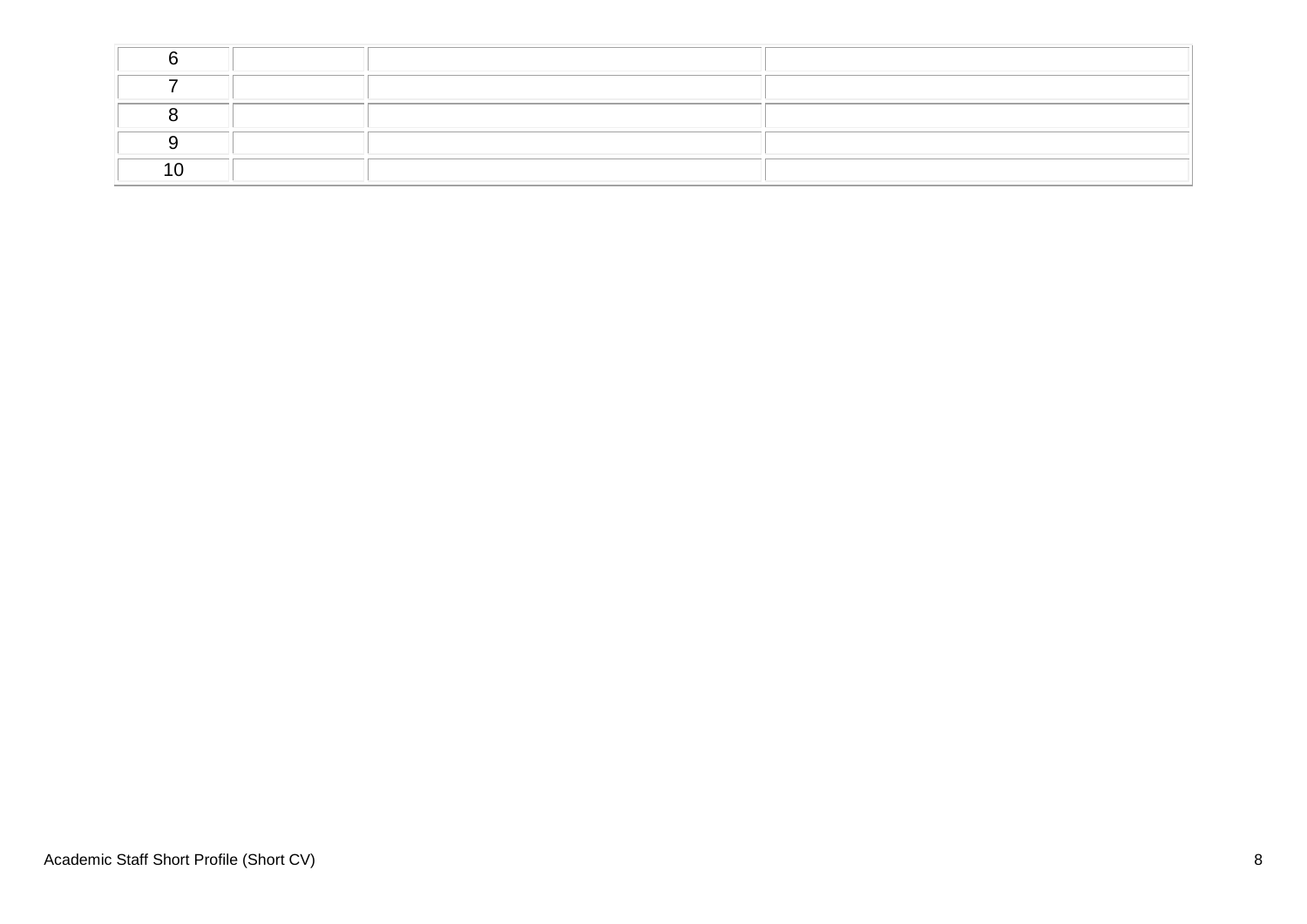| | | | |
|---|---|---|---|
| 6 | | | |
| 7 | | | |
| 8 | | | |
| 9 | | | |
| 10 | | | |